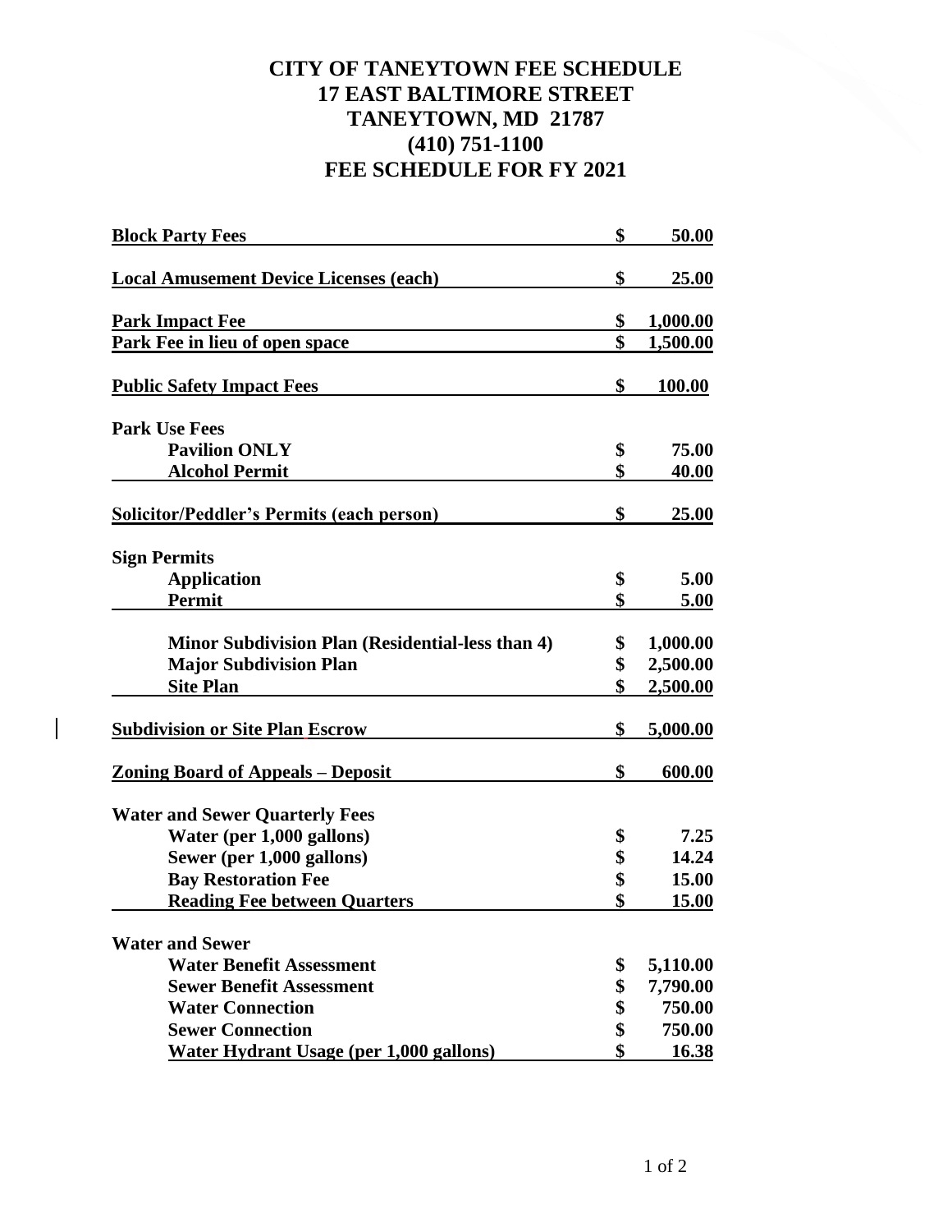# CITY OF TANEYTOWN FEE SCHEDULE
# 17 EAST BALTIMORE STREET
# TANEYTOWN, MD 21787
# (410) 751-1100
# FEE SCHEDULE FOR FY 2021

| Fee | Amount |
|---|---|
| **Block Party Fees** | **$ 50.00** |
| **Local Amusement Device Licenses (each)** | **$ 25.00** |
| **Park Impact Fee** | **$ 1,000.00** |
| **Park Fee in lieu of open space** | **$ 1,500.00** |
| **Public Safety Impact Fees** | **$ 100.00** |
| **Park Use Fees** | |
| **Pavilion ONLY** | **$ 75.00** |
| **Alcohol Permit** | **$ 40.00** |
| **Solicitor/Peddler's Permits (each person)** | **$ 25.00** |
| **Sign Permits** | |
| **Application** | **$ 5.00** |
| **Permit** | **$ 5.00** |
| **Minor Subdivision Plan (Residential-less than 4)** | **$ 1,000.00** |
| **Major Subdivision Plan** | **$ 2,500.00** |
| **Site Plan** | **$ 2,500.00** |
| **Subdivision or Site Plan Escrow** | **$ 5,000.00** |
| **Zoning Board of Appeals – Deposit** | **$ 600.00** |
| **Water and Sewer Quarterly Fees** | |
| **Water (per 1,000 gallons)** | **$ 7.25** |
| **Sewer (per 1,000 gallons)** | **$ 14.24** |
| **Bay Restoration Fee** | **$ 15.00** |
| **Reading Fee between Quarters** | **$ 15.00** |
| **Water and Sewer** | |
| **Water Benefit Assessment** | **$ 5,110.00** |
| **Sewer Benefit Assessment** | **$ 7,790.00** |
| **Water Connection** | **$ 750.00** |
| **Sewer Connection** | **$ 750.00** |
| **Water Hydrant Usage (per 1,000 gallons)** | **$ 16.38** |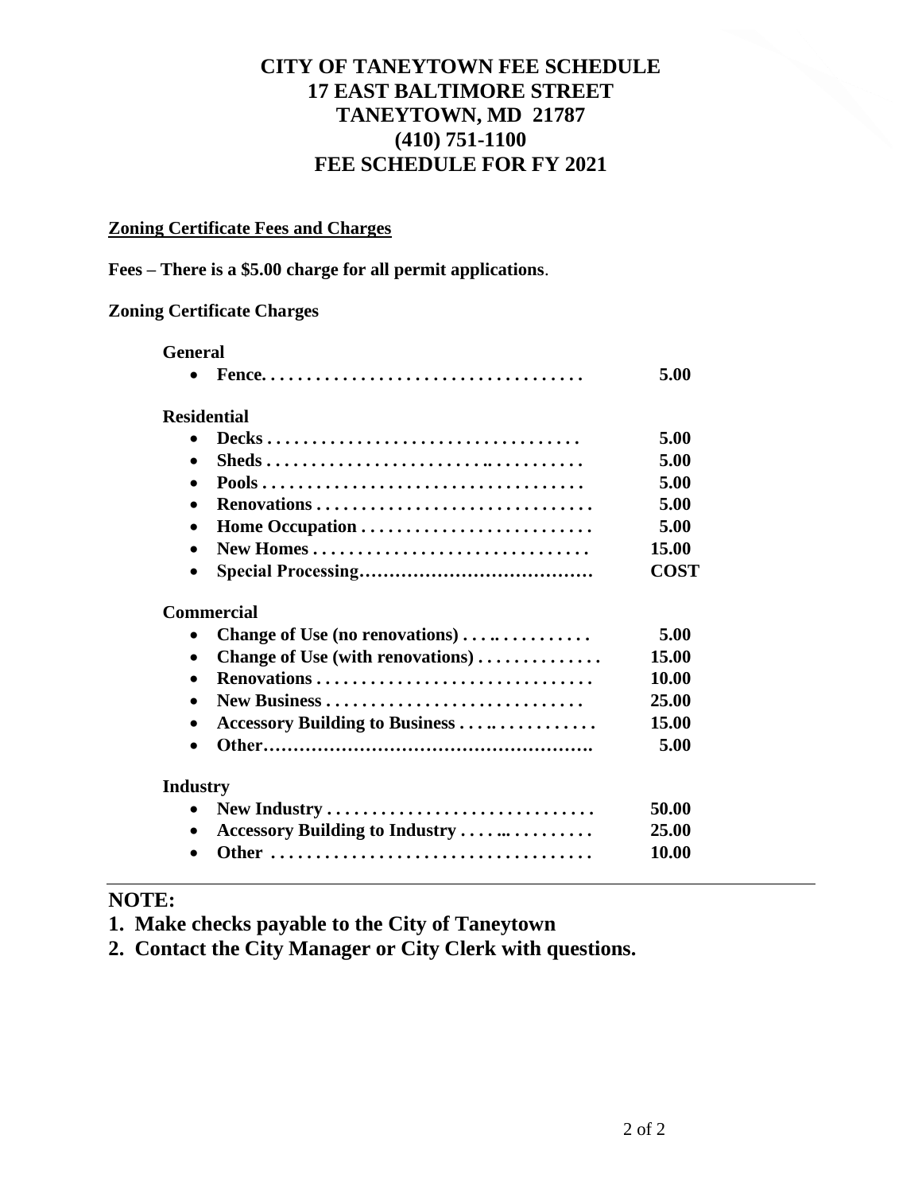# CITY OF TANEYTOWN FEE SCHEDULE
## 17 EAST BALTIMORE STREET
## TANEYTOWN, MD 21787
## (410) 751-1100
## FEE SCHEDULE FOR FY 2021

**Zoning Certificate Fees and Charges**

**Fees – There is a $5.00 charge for all permit applications**.

**Zoning Certificate Charges**

**General**

- **Fence. . . . . . . . . . . . . . . . . . . . . . . . . . . . . . . . . . . . 5.00**

**Residential**

- **Decks . . . . . . . . . . . . . . . . . . . . . . . . . . . . . . . . . . 5.00**
- **Sheds . . . . . . . . . . . . . . . . . . . . . . .. . . . . . . . . . . 5.00**
- **Pools . . . . . . . . . . . . . . . . . . . . . . . . . . . . . . . . . . . 5.00**
- **Renovations . . . . . . . . . . . . . . . . . . . . . . . . . . . . . . 5.00**
- **Home Occupation . . . . . . . . . . . . . . . . . . . . . . . . . 5.00**
- **New Homes . . . . . . . . . . . . . . . . . . . . . . . . . . . . . . 15.00**
- **Special Processing………………………………… COST**

**Commercial**

- **Change of Use (no renovations) . . . .. . . . . . . . . . . 5.00**
- **Change of Use (with renovations) . . . . . . . . . . . . . 15.00**
- **Renovations . . . . . . . . . . . . . . . . . . . . . . . . . . . . . . 10.00**
- **New Business . . . . . . . . . . . . . . . . . . . . . . . . . . . . 25.00**
- **Accessory Building to Business . . . .. . . . . . . . . . . . 15.00**
- **Other………………………………………………. 5.00**

**Industry**

- **New Industry . . . . . . . . . . . . . . . . . . . . . . . . . . . . . 50.00**
- **Accessory Building to Industry . . . . ... . . . . . . . . . 25.00**
- **Other . . . . . . . . . . . . . . . . . . . . . . . . . . . . . . . . . . . 10.00**

---

**NOTE:**

**1. Make checks payable to the City of Taneytown**

**2. Contact the City Manager or City Clerk with questions.**